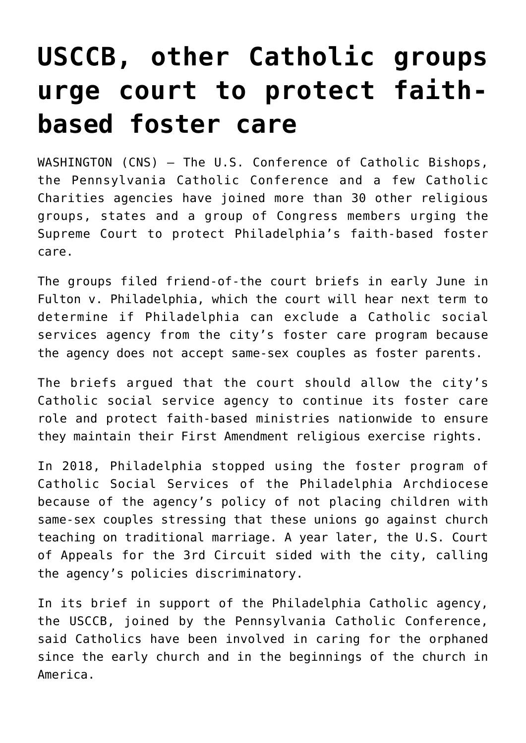# USCCB, other Catholic groups urge court to protect faith-based foster care

WASHINGTON (CNS) — The U.S. Conference of Catholic Bishops, the Pennsylvania Catholic Conference and a few Catholic Charities agencies have joined more than 30 other religious groups, states and a group of Congress members urging the Supreme Court to protect Philadelphia's faith-based foster care.

The groups filed friend-of-the court briefs in early June in Fulton v. Philadelphia, which the court will hear next term to determine if Philadelphia can exclude a Catholic social services agency from the city's foster care program because the agency does not accept same-sex couples as foster parents.

The briefs argued that the court should allow the city's Catholic social service agency to continue its foster care role and protect faith-based ministries nationwide to ensure they maintain their First Amendment religious exercise rights.

In 2018, Philadelphia stopped using the foster program of Catholic Social Services of the Philadelphia Archdiocese because of the agency's policy of not placing children with same-sex couples stressing that these unions go against church teaching on traditional marriage. A year later, the U.S. Court of Appeals for the 3rd Circuit sided with the city, calling the agency's policies discriminatory.

In its brief in support of the Philadelphia Catholic agency, the USCCB, joined by the Pennsylvania Catholic Conference, said Catholics have been involved in caring for the orphaned since the early church and in the beginnings of the church in America.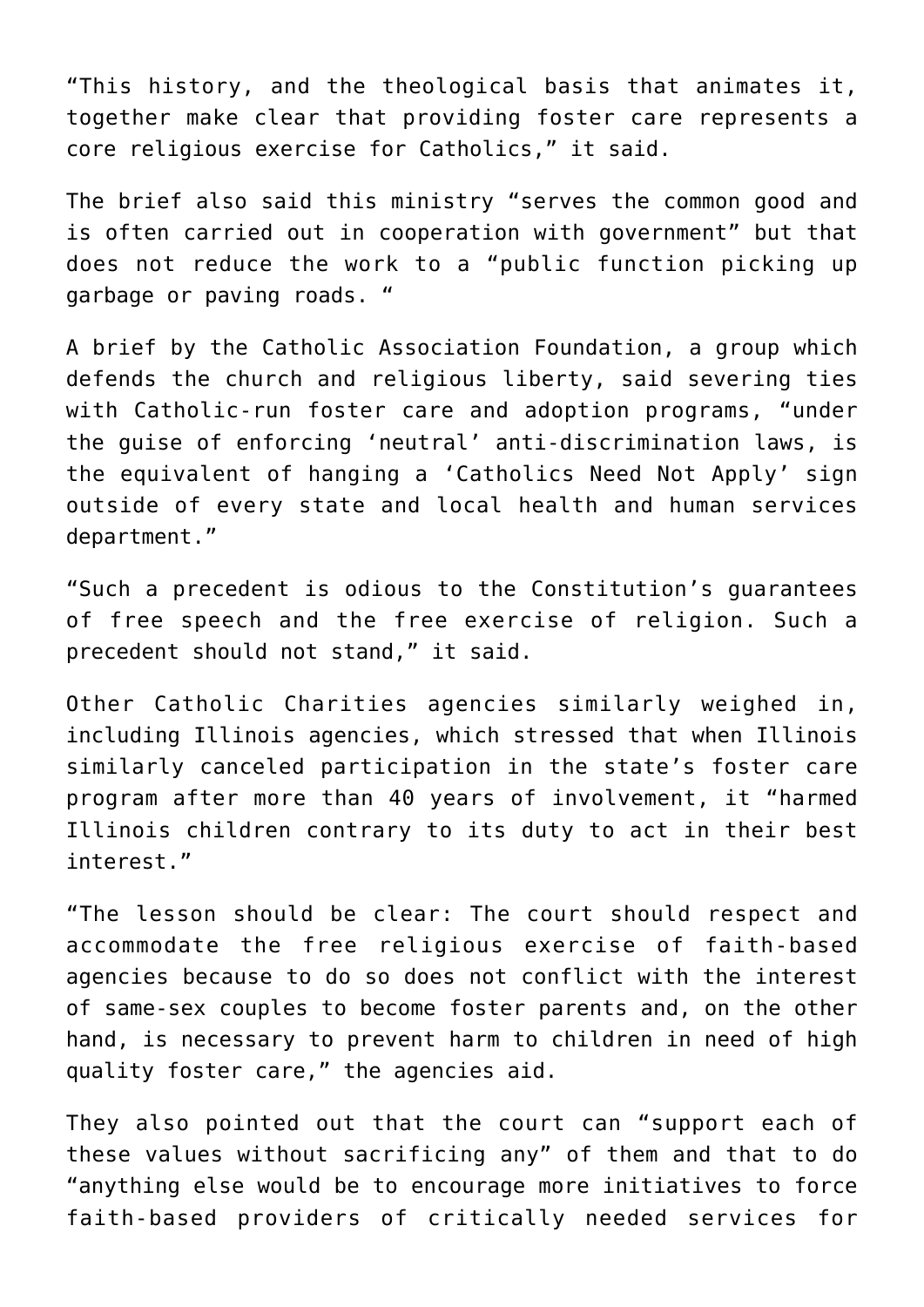"This history, and the theological basis that animates it, together make clear that providing foster care represents a core religious exercise for Catholics," it said.

The brief also said this ministry "serves the common good and is often carried out in cooperation with government" but that does not reduce the work to a "public function picking up garbage or paving roads. "

A brief by the Catholic Association Foundation, a group which defends the church and religious liberty, said severing ties with Catholic-run foster care and adoption programs, "under the guise of enforcing 'neutral' anti-discrimination laws, is the equivalent of hanging a 'Catholics Need Not Apply' sign outside of every state and local health and human services department."

"Such a precedent is odious to the Constitution's guarantees of free speech and the free exercise of religion. Such a precedent should not stand," it said.

Other Catholic Charities agencies similarly weighed in, including Illinois agencies, which stressed that when Illinois similarly canceled participation in the state's foster care program after more than 40 years of involvement, it "harmed Illinois children contrary to its duty to act in their best interest."

"The lesson should be clear: The court should respect and accommodate the free religious exercise of faith-based agencies because to do so does not conflict with the interest of same-sex couples to become foster parents and, on the other hand, is necessary to prevent harm to children in need of high quality foster care," the agencies aid.

They also pointed out that the court can "support each of these values without sacrificing any" of them and that to do "anything else would be to encourage more initiatives to force faith-based providers of critically needed services for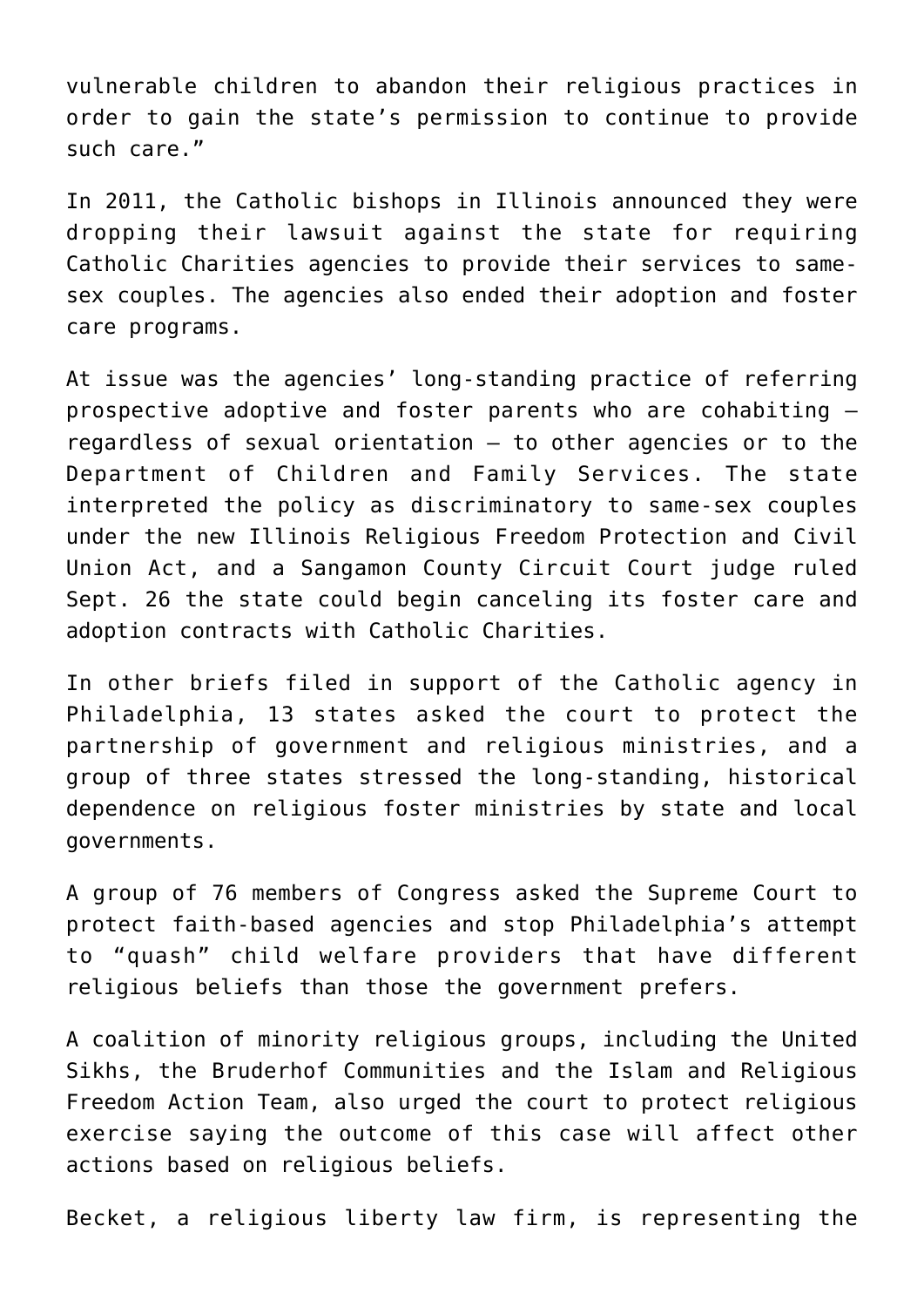vulnerable children to abandon their religious practices in order to gain the state's permission to continue to provide such care."

In 2011, the Catholic bishops in Illinois announced they were dropping their lawsuit against the state for requiring Catholic Charities agencies to provide their services to same-sex couples. The agencies also ended their adoption and foster care programs.

At issue was the agencies' long-standing practice of referring prospective adoptive and foster parents who are cohabiting — regardless of sexual orientation — to other agencies or to the Department of Children and Family Services. The state interpreted the policy as discriminatory to same-sex couples under the new Illinois Religious Freedom Protection and Civil Union Act, and a Sangamon County Circuit Court judge ruled Sept. 26 the state could begin canceling its foster care and adoption contracts with Catholic Charities.

In other briefs filed in support of the Catholic agency in Philadelphia, 13 states asked the court to protect the partnership of government and religious ministries, and a group of three states stressed the long-standing, historical dependence on religious foster ministries by state and local governments.

A group of 76 members of Congress asked the Supreme Court to protect faith-based agencies and stop Philadelphia's attempt to "quash" child welfare providers that have different religious beliefs than those the government prefers.

A coalition of minority religious groups, including the United Sikhs, the Bruderhof Communities and the Islam and Religious Freedom Action Team, also urged the court to protect religious exercise saying the outcome of this case will affect other actions based on religious beliefs.

Becket, a religious liberty law firm, is representing the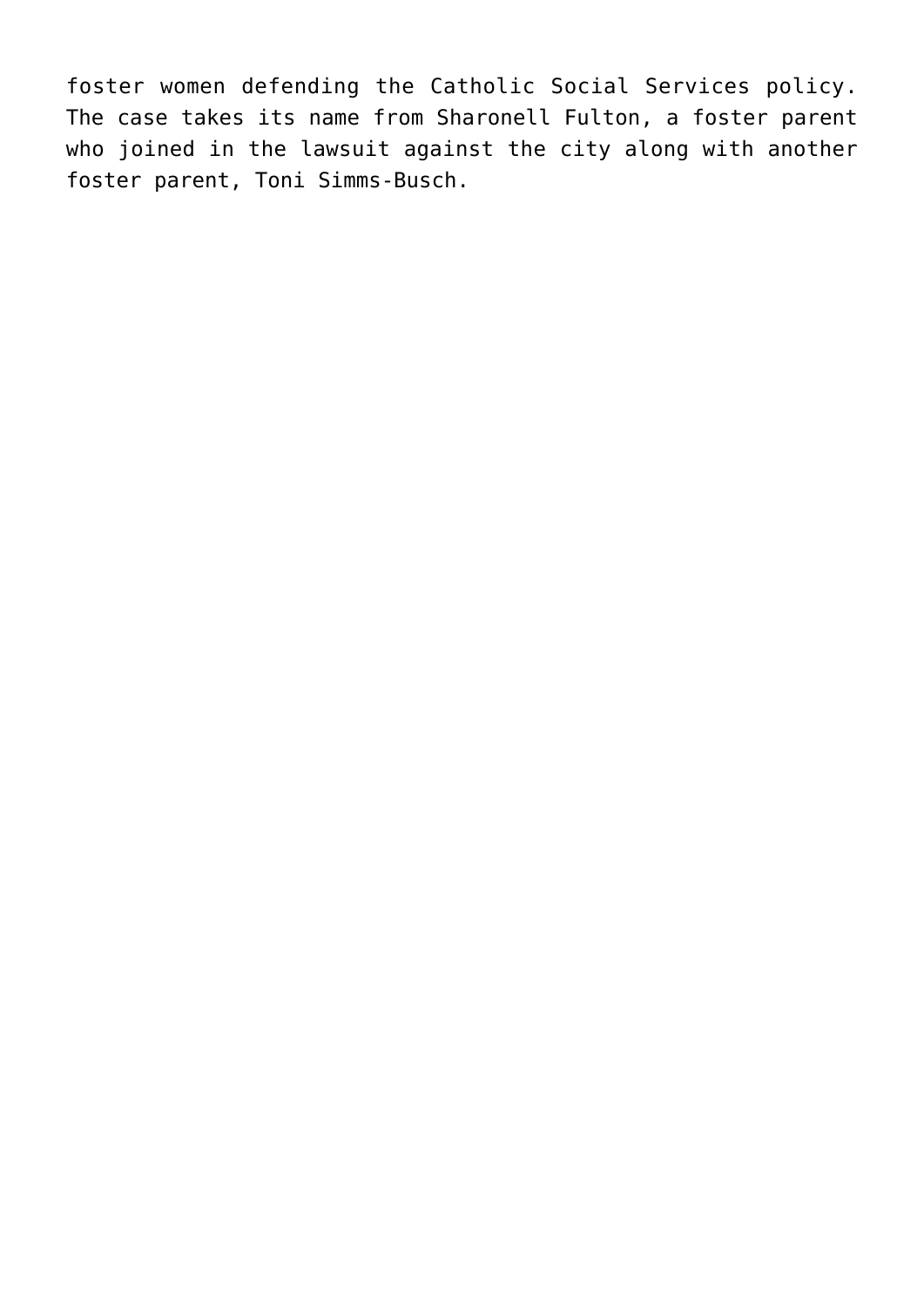foster women defending the Catholic Social Services policy. The case takes its name from Sharonell Fulton, a foster parent who joined in the lawsuit against the city along with another foster parent, Toni Simms-Busch.